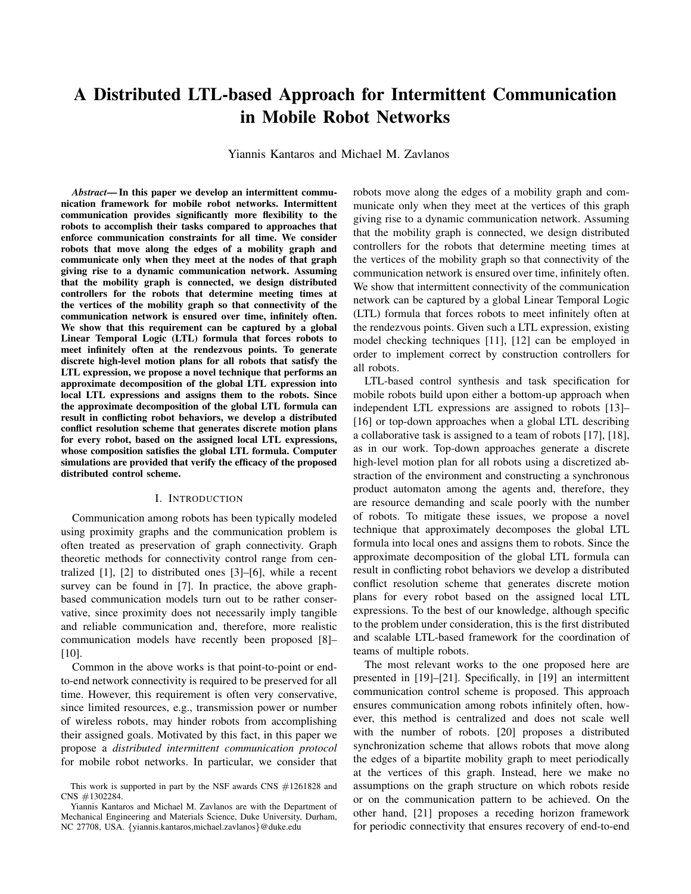# A Distributed LTL-based Approach for Intermittent Communication in Mobile Robot Networks

Yiannis Kantaros and Michael M. Zavlanos

***Abstract*— In this paper we develop an intermittent communication framework for mobile robot networks. Intermittent communication provides significantly more flexibility to the robots to accomplish their tasks compared to approaches that enforce communication constraints for all time. We consider robots that move along the edges of a mobility graph and communicate only when they meet at the nodes of that graph giving rise to a dynamic communication network. Assuming that the mobility graph is connected, we design distributed controllers for the robots that determine meeting times at the vertices of the mobility graph so that connectivity of the communication network is ensured over time, infinitely often. We show that this requirement can be captured by a global Linear Temporal Logic (LTL) formula that forces robots to meet infinitely often at the rendezvous points. To generate discrete high-level motion plans for all robots that satisfy the LTL expression, we propose a novel technique that performs an approximate decomposition of the global LTL expression into local LTL expressions and assigns them to the robots. Since the approximate decomposition of the global LTL formula can result in conflicting robot behaviors, we develop a distributed conflict resolution scheme that generates discrete motion plans for every robot, based on the assigned local LTL expressions, whose composition satisfies the global LTL formula. Computer simulations are provided that verify the efficacy of the proposed distributed control scheme.**

## I. INTRODUCTION

Communication among robots has been typically modeled using proximity graphs and the communication problem is often treated as preservation of graph connectivity. Graph theoretic methods for connectivity control range from centralized [1], [2] to distributed ones [3]–[6], while a recent survey can be found in [7]. In practice, the above graph-based communication models turn out to be rather conservative, since proximity does not necessarily imply tangible and reliable communication and, therefore, more realistic communication models have recently been proposed [8]–[10].

Common in the above works is that point-to-point or end-to-end network connectivity is required to be preserved for all time. However, this requirement is often very conservative, since limited resources, e.g., transmission power or number of wireless robots, may hinder robots from accomplishing their assigned goals. Motivated by this fact, in this paper we propose a *distributed intermittent communication protocol* for mobile robot networks. In particular, we consider that robots move along the edges of a mobility graph and communicate only when they meet at the vertices of this graph giving rise to a dynamic communication network. Assuming that the mobility graph is connected, we design distributed controllers for the robots that determine meeting times at the vertices of the mobility graph so that connectivity of the communication network is ensured over time, infinitely often. We show that intermittent connectivity of the communication network can be captured by a global Linear Temporal Logic (LTL) formula that forces robots to meet infinitely often at the rendezvous points. Given such a LTL expression, existing model checking techniques [11], [12] can be employed in order to implement correct by construction controllers for all robots.

LTL-based control synthesis and task specification for mobile robots build upon either a bottom-up approach when independent LTL expressions are assigned to robots [13]–[16] or top-down approaches when a global LTL describing a collaborative task is assigned to a team of robots [17], [18], as in our work. Top-down approaches generate a discrete high-level motion plan for all robots using a discretized abstraction of the environment and constructing a synchronous product automaton among the agents and, therefore, they are resource demanding and scale poorly with the number of robots. To mitigate these issues, we propose a novel technique that approximately decomposes the global LTL formula into local ones and assigns them to robots. Since the approximate decomposition of the global LTL formula can result in conflicting robot behaviors we develop a distributed conflict resolution scheme that generates discrete motion plans for every robot based on the assigned local LTL expressions. To the best of our knowledge, although specific to the problem under consideration, this is the first distributed and scalable LTL-based framework for the coordination of teams of multiple robots.

The most relevant works to the one proposed here are presented in [19]–[21]. Specifically, in [19] an intermittent communication control scheme is proposed. This approach ensures communication among robots infinitely often, however, this method is centralized and does not scale well with the number of robots. [20] proposes a distributed synchronization scheme that allows robots that move along the edges of a bipartite mobility graph to meet periodically at the vertices of this graph. Instead, here we make no assumptions on the graph structure on which robots reside or on the communication pattern to be achieved. On the other hand, [21] proposes a receding horizon framework for periodic connectivity that ensures recovery of end-to-end

This work is supported in part by the NSF awards CNS #1261828 and CNS #1302284.

Yiannis Kantaros and Michael M. Zavlanos are with the Department of Mechanical Engineering and Materials Science, Duke University, Durham, NC 27708, USA. {yiannis.kantaros,michael.zavlanos}@duke.edu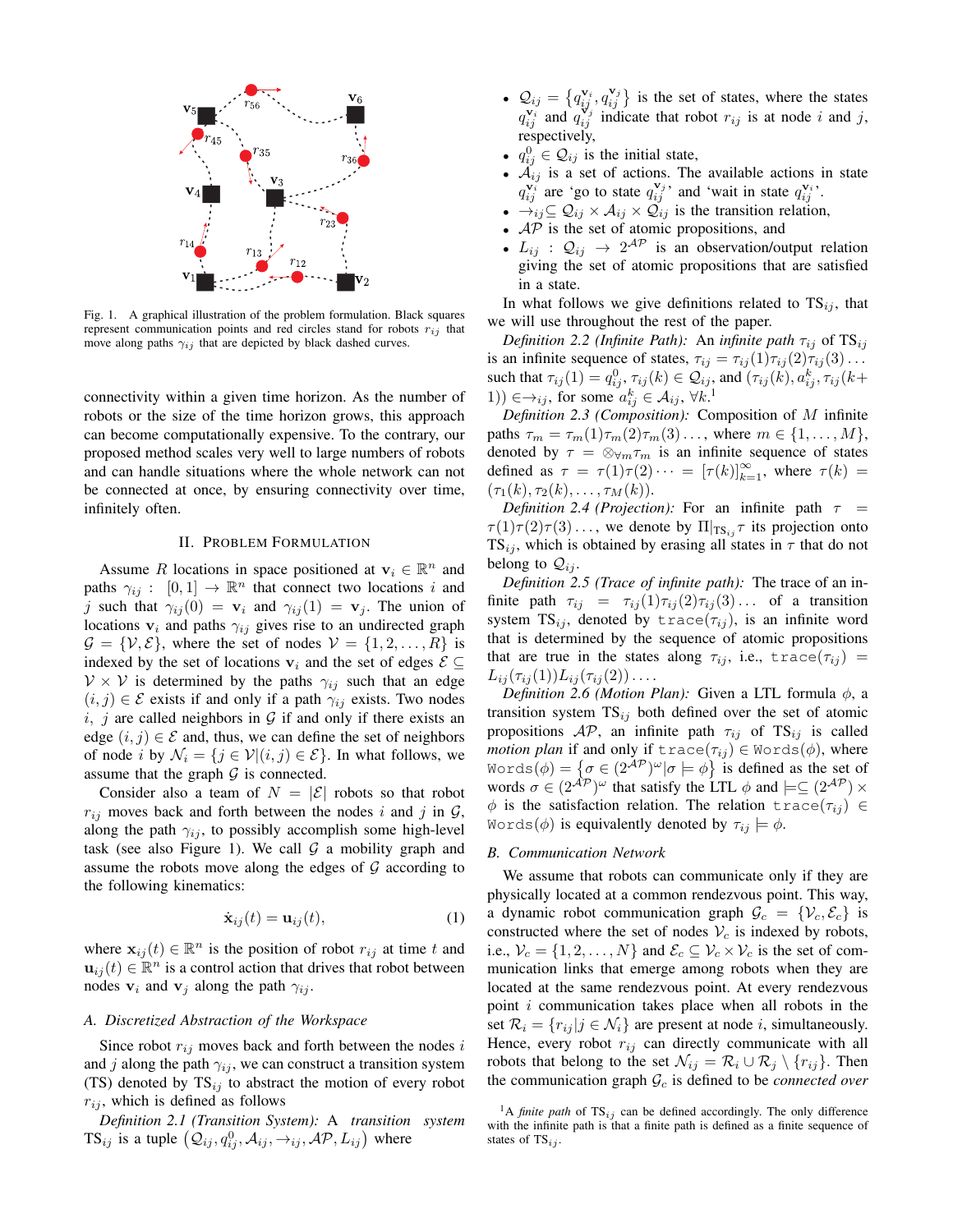Fig. 1. A graphical illustration of the problem formulation. Black squares represent communication points and red circles stand for robots $r_{ij}$ that move along paths $\gamma_{ij}$ that are depicted by black dashed curves.

connectivity within a given time horizon. As the number of robots or the size of the time horizon grows, this approach can become computationally expensive. To the contrary, our proposed method scales very well to large numbers of robots and can handle situations where the whole network can not be connected at once, by ensuring connectivity over time, infinitely often.

## II. Problem Formulation

Assume $R$ locations in space positioned at $\mathbf{v}_i \in \mathbb{R}^n$ and paths $\gamma_{ij} : [0,1] \to \mathbb{R}^n$ that connect two locations $i$ and $j$ such that $\gamma_{ij}(0) = \mathbf{v}_i$ and $\gamma_{ij}(1) = \mathbf{v}_j$. The union of locations $\mathbf{v}_i$ and paths $\gamma_{ij}$ gives rise to an undirected graph $\mathcal{G} = \{\mathcal{V}, \mathcal{E}\}$, where the set of nodes $\mathcal{V} = \{1, 2, \dots, R\}$ is indexed by the set of locations $\mathbf{v}_i$ and the set of edges $\mathcal{E} \subseteq \mathcal{V} \times \mathcal{V}$ is determined by the paths $\gamma_{ij}$ such that an edge $(i,j) \in \mathcal{E}$ exists if and only if a path $\gamma_{ij}$ exists. Two nodes $i$, $j$ are called neighbors in $\mathcal{G}$ if and only if there exists an edge $(i,j) \in \mathcal{E}$ and, thus, we can define the set of neighbors of node $i$ by $\mathcal{N}_i = \{j \in \mathcal{V} | (i,j) \in \mathcal{E}\}$. In what follows, we assume that the graph $\mathcal{G}$ is connected.

Consider also a team of $N = |\mathcal{E}|$ robots so that robot $r_{ij}$ moves back and forth between the nodes $i$ and $j$ in $\mathcal{G}$, along the path $\gamma_{ij}$, to possibly accomplish some high-level task (see also Figure 1). We call $\mathcal{G}$ a mobility graph and assume the robots move along the edges of $\mathcal{G}$ according to the following kinematics:

$$\dot{\mathbf{x}}_{ij}(t) = \mathbf{u}_{ij}(t), \tag{1}$$

where $\mathbf{x}_{ij}(t) \in \mathbb{R}^n$ is the position of robot $r_{ij}$ at time $t$ and $\mathbf{u}_{ij}(t) \in \mathbb{R}^n$ is a control action that drives that robot between nodes $\mathbf{v}_i$ and $\mathbf{v}_j$ along the path $\gamma_{ij}$.

### A. Discretized Abstraction of the Workspace

Since robot $r_{ij}$ moves back and forth between the nodes $i$ and $j$ along the path $\gamma_{ij}$, we can construct a transition system (TS) denoted by $\text{TS}_{ij}$ to abstract the motion of every robot $r_{ij}$, which is defined as follows

*Definition 2.1 (Transition System):* A *transition system* $\text{TS}_{ij}$ is a tuple $\left(\mathcal{Q}_{ij}, q_{ij}^0, \mathcal{A}_{ij}, \to_{ij}, \mathcal{AP}, L_{ij}\right)$ where

- $\mathcal{Q}_{ij} = \{q_{ij}^{\mathbf{v}_i}, q_{ij}^{\mathbf{v}_j}\}$ is the set of states, where the states $q_{ij}^{\mathbf{v}_i}$ and $q_{ij}^{\mathbf{v}_j}$ indicate that robot $r_{ij}$ is at node $i$ and $j$, respectively,
- $q_{ij}^0 \in \mathcal{Q}_{ij}$ is the initial state,
- $\mathcal{A}_{ij}$ is a set of actions. The available actions in state $q_{ij}^{\mathbf{v}_i}$ are 'go to state $q_{ij}^{\mathbf{v}_j}$' and 'wait in state $q_{ij}^{\mathbf{v}_i}$'.
- $\to_{ij} \subseteq \mathcal{Q}_{ij} \times \mathcal{A}_{ij} \times \mathcal{Q}_{ij}$ is the transition relation,
- $\mathcal{AP}$ is the set of atomic propositions, and
- $L_{ij} : \mathcal{Q}_{ij} \to 2^{\mathcal{AP}}$ is an observation/output relation giving the set of atomic propositions that are satisfied in a state.

In what follows we give definitions related to $\text{TS}_{ij}$, that we will use throughout the rest of the paper.

*Definition 2.2 (Infinite Path):* An *infinite path* $\tau_{ij}$ of $\text{TS}_{ij}$ is an infinite sequence of states, $\tau_{ij} = \tau_{ij}(1)\tau_{ij}(2)\tau_{ij}(3)\dots$ such that $\tau_{ij}(1) = q_{ij}^0$, $\tau_{ij}(k) \in \mathcal{Q}_{ij}$, and $(\tau_{ij}(k), a_{ij}^k, \tau_{ij}(k+1)) \in \to_{ij}$, for some $a_{ij}^k \in \mathcal{A}_{ij}$, $\forall k$.[1]

*Definition 2.3 (Composition):* Composition of $M$ infinite paths $\tau_m = \tau_m(1)\tau_m(2)\tau_m(3)\dots$, where $m \in \{1, \dots, M\}$, denoted by $\tau = \otimes_{\forall m}\tau_m$ is an infinite sequence of states defined as $\tau = \tau(1)\tau(2)\dots = [\tau(k)]_{k=1}^{\infty}$, where $\tau(k) = (\tau_1(k), \tau_2(k), \dots, \tau_M(k))$.

*Definition 2.4 (Projection):* For an infinite path $\tau = \tau(1)\tau(2)\tau(3)\dots$, we denote by $\Pi|_{\text{TS}_{ij}}\tau$ its projection onto $\text{TS}_{ij}$, which is obtained by erasing all states in $\tau$ that do not belong to $\mathcal{Q}_{ij}$.

*Definition 2.5 (Trace of infinite path):* The trace of an infinite path $\tau_{ij} = \tau_{ij}(1)\tau_{ij}(2)\tau_{ij}(3)\dots$ of a transition system $\text{TS}_{ij}$, denoted by $\texttt{trace}(\tau_{ij})$, is an infinite word that is determined by the sequence of atomic propositions that are true in the states along $\tau_{ij}$, i.e., $\texttt{trace}(\tau_{ij}) = L_{ij}(\tau_{ij}(1))L_{ij}(\tau_{ij}(2))\dots$.

*Definition 2.6 (Motion Plan):* Given a LTL formula $\phi$, a transition system $\text{TS}_{ij}$ both defined over the set of atomic propositions $\mathcal{AP}$, an infinite path $\tau_{ij}$ of $\text{TS}_{ij}$ is called *motion plan* if and only if $\texttt{trace}(\tau_{ij}) \in \texttt{Words}(\phi)$, where $\texttt{Words}(\phi) = \left\{\sigma \in (2^{\mathcal{AP}})^{\omega} | \sigma \models \phi\right\}$ is defined as the set of words $\sigma \in (2^{\mathcal{AP}})^{\omega}$ that satisfy the LTL $\phi$ and $\models \subseteq (2^{\mathcal{AP}}) \times \phi$ is the satisfaction relation. The relation $\texttt{trace}(\tau_{ij}) \in \texttt{Words}(\phi)$ is equivalently denoted by $\tau_{ij} \models \phi$.

### B. Communication Network

We assume that robots can communicate only if they are physically located at a common rendezvous point. This way, a dynamic robot communication graph $\mathcal{G}_c = \{\mathcal{V}_c, \mathcal{E}_c\}$ is constructed where the set of nodes $\mathcal{V}_c$ is indexed by robots, i.e., $\mathcal{V}_c = \{1, 2, \dots, N\}$ and $\mathcal{E}_c \subseteq \mathcal{V}_c \times \mathcal{V}_c$ is the set of communication links that emerge among robots when they are located at the same rendezvous point. At every rendezvous point $i$ communication takes place when all robots in the set $\mathcal{R}_i = \{r_{ij} | j \in \mathcal{N}_i\}$ are present at node $i$, simultaneously. Hence, every robot $r_{ij}$ can directly communicate with all robots that belong to the set $\mathcal{N}_{ij} = \mathcal{R}_i \cup \mathcal{R}_j \setminus \{r_{ij}\}$. Then the communication graph $\mathcal{G}_c$ is defined to be *connected over*

[1] A *finite path* of $\text{TS}_{ij}$ can be defined accordingly. The only difference with the infinite path is that a finite path is defined as a finite sequence of states of $\text{TS}_{ij}$.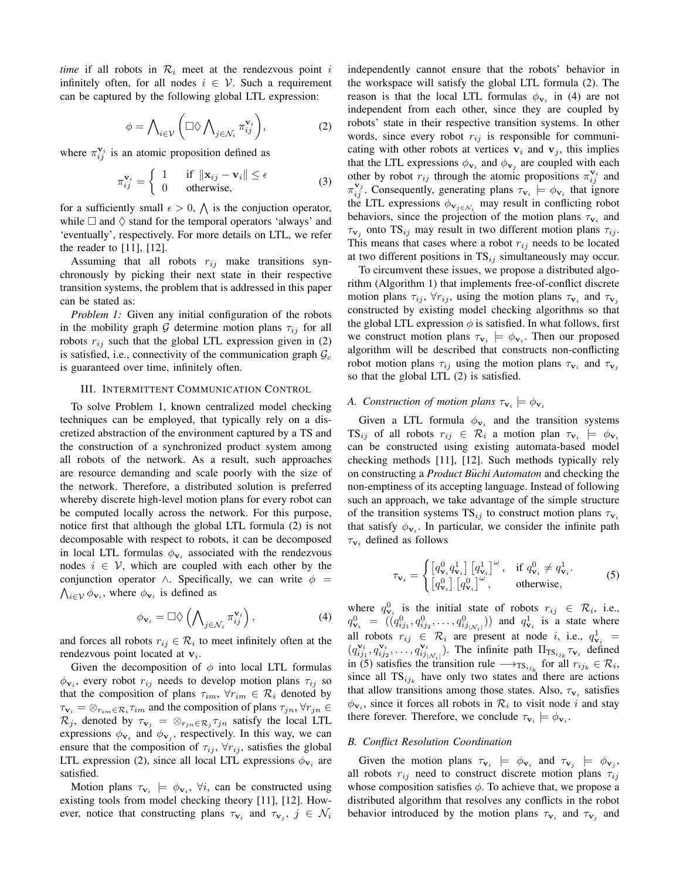*time* if all robots in $\mathcal{R}_i$ meet at the rendezvous point $i$ infinitely often, for all nodes $i \in \mathcal{V}$. Such a requirement can be captured by the following global LTL expression:

$$\phi = \bigwedge_{i \in \mathcal{V}} \left( \Box \Diamond \bigwedge_{j \in \mathcal{N}_i} \pi_{ij}^{\mathbf{v}_i} \right), \tag{2}$$

where $\pi_{ij}^{\mathbf{v}_i}$ is an atomic proposition defined as

$$\pi_{ij}^{\mathbf{v}_i} = \begin{cases} 1 & \text{if } \|\mathbf{x}_{ij} - \mathbf{v}_i\| \leq \epsilon \\ 0 & \text{otherwise,} \end{cases} \tag{3}$$

for a sufficiently small $\epsilon > 0$, $\bigwedge$ is the conjuction operator, while $\Box$ and $\Diamond$ stand for the temporal operators 'always' and 'eventually', respectively. For more details on LTL, we refer the reader to [11], [12].

Assuming that all robots $r_{ij}$ make transitions synchronously by picking their next state in their respective transition systems, the problem that is addressed in this paper can be stated as:

*Problem 1:* Given any initial configuration of the robots in the mobility graph $\mathcal{G}$ determine motion plans $\tau_{ij}$ for all robots $r_{ij}$ such that the global LTL expression given in (2) is satisfied, i.e., connectivity of the communication graph $\mathcal{G}_c$ is guaranteed over time, infinitely often.

## III. Intermittent Communication Control

To solve Problem 1, known centralized model checking techniques can be employed, that typically rely on a discretized abstraction of the environment captured by a TS and the construction of a synchronized product system among all robots of the network. As a result, such approaches are resource demanding and scale poorly with the size of the network. Therefore, a distributed solution is preferred whereby discrete high-level motion plans for every robot can be computed locally across the network. For this purpose, notice first that although the global LTL formula (2) is not decomposable with respect to robots, it can be decomposed in local LTL formulas $\phi_{\mathbf{v}_i}$ associated with the rendezvous nodes $i \in \mathcal{V}$, which are coupled with each other by the conjunction operator $\wedge$. Specifically, we can write $\phi = \bigwedge_{i \in \mathcal{V}} \phi_{\mathbf{v}_i}$, where $\phi_{\mathbf{v}_i}$ is defined as

$$\phi_{\mathbf{v}_i} = \Box \Diamond \left( \bigwedge_{j \in \mathcal{N}_i} \pi_{ij}^{\mathbf{v}_i} \right), \tag{4}$$

and forces all robots $r_{ij} \in \mathcal{R}_i$ to meet infinitely often at the rendezvous point located at $\mathbf{v}_i$.

Given the decomposition of $\phi$ into local LTL formulas $\phi_{\mathbf{v}_i}$, every robot $r_{ij}$ needs to develop motion plans $\tau_{ij}$ so that the composition of plans $\tau_{im}$, $\forall r_{im} \in \mathcal{R}_i$ denoted by $\tau_{\mathbf{v}_i} = \otimes_{r_{im} \in \mathcal{R}_i} \tau_{im}$ and the composition of plans $\tau_{jn}$, $\forall r_{jn} \in \mathcal{R}_j$, denoted by $\tau_{\mathbf{v}_j} = \otimes_{r_{jn} \in \mathcal{R}_j} \tau_{jn}$ satisfy the local LTL expressions $\phi_{\mathbf{v}_i}$ and $\phi_{\mathbf{v}_j}$, respectively. In this way, we can ensure that the composition of $\tau_{ij}$, $\forall r_{ij}$, satisfies the global LTL expression (2), since all local LTL expressions $\phi_{\mathbf{v}_i}$ are satisfied.

Motion plans $\tau_{\mathbf{v}_i} \models \phi_{\mathbf{v}_i}$, $\forall i$, can be constructed using existing tools from model checking theory [11], [12]. However, notice that constructing plans $\tau_{\mathbf{v}_i}$ and $\tau_{\mathbf{v}_j}$, $j \in \mathcal{N}_i$ independently cannot ensure that the robots' behavior in the workspace will satisfy the global LTL formula (2). The reason is that the local LTL formulas $\phi_{\mathbf{v}_i}$ in (4) are not independent from each other, since they are coupled by robots' state in their respective transition systems. In other words, since every robot $r_{ij}$ is responsible for communicating with other robots at vertices $\mathbf{v}_i$ and $\mathbf{v}_j$, this implies that the LTL expressions $\phi_{\mathbf{v}_i}$ and $\phi_{\mathbf{v}_j}$ are coupled with each other by robot $r_{ij}$ through the atomic propositions $\pi_{ij}^{\mathbf{v}_i}$ and $\pi_{ij}^{\mathbf{v}_j}$. Consequently, generating plans $\tau_{\mathbf{v}_i} \models \phi_{\mathbf{v}_i}$ that ignore the LTL expressions $\phi_{\mathbf{v}_{j \in \mathcal{N}_i}}$ may result in conflicting robot behaviors, since the projection of the motion plans $\tau_{\mathbf{v}_i}$ and $\tau_{\mathbf{v}_j}$ onto $\text{TS}_{ij}$ may result in two different motion plans $\tau_{ij}$. This means that cases where a robot $r_{ij}$ needs to be located at two different positions in $\text{TS}_{ij}$ simultaneously may occur.

To circumvent these issues, we propose a distributed algorithm (Algorithm 1) that implements free-of-conflict discrete motion plans $\tau_{ij}$, $\forall r_{ij}$, using the motion plans $\tau_{\mathbf{v}_i}$ and $\tau_{\mathbf{v}_j}$ constructed by existing model checking algorithms so that the global LTL expression $\phi$ is satisfied. In what follows, first we construct motion plans $\tau_{\mathbf{v}_i} \models \phi_{\mathbf{v}_i}$. Then our proposed algorithm will be described that constructs non-conflicting robot motion plans $\tau_{ij}$ using the motion plans $\tau_{\mathbf{v}_i}$ and $\tau_{\mathbf{v}_j}$ so that the global LTL (2) is satisfied.

### A. Construction of motion plans $\tau_{\mathbf{v}_i} \models \phi_{\mathbf{v}_i}$

Given a LTL formula $\phi_{\mathbf{v}_i}$ and the transition systems $\text{TS}_{ij}$ of all robots $r_{ij} \in \mathcal{R}_i$ a motion plan $\tau_{\mathbf{v}_i} \models \phi_{\mathbf{v}_i}$ can be constructed using existing automata-based model checking methods [11], [12]. Such methods typically rely on constructing a *Product Büchi Automaton* and checking the non-emptiness of its accepting language. Instead of following such an approach, we take advantage of the simple structure of the transition systems $\text{TS}_{ij}$ to construct motion plans $\tau_{\mathbf{v}_i}$ that satisfy $\phi_{\mathbf{v}_i}$. In particular, we consider the infinite path $\tau_{\mathbf{v}_i}$ defined as follows

$$\tau_{\mathbf{v}_i} = \begin{cases} \left[q_{\mathbf{v}_i}^0 q_{\mathbf{v}_i}^1\right] \left[q_{\mathbf{v}_i}^1\right]^\omega, & \text{if } q_{\mathbf{v}_i}^0 \neq q_{\mathbf{v}_i}^1. \\ \left[q_{\mathbf{v}_i}^0\right] \left[q_{\mathbf{v}_i}^0\right]^\omega, & \text{otherwise,} \end{cases} \tag{5}$$

where $q_{\mathbf{v}_i}^0$ is the initial state of robots $r_{ij} \in \mathcal{R}_i$, i.e., $q_{\mathbf{v}_i}^0 = ((q_{ij_1}^0, q_{ij_2}^0, \ldots, q_{ij_{|\mathcal{N}_i|}}^0))$ and $q_{\mathbf{v}_i}^1$ is a state where all robots $r_{ij} \in \mathcal{R}_i$ are present at node $i$, i.e., $q_{\mathbf{v}_i}^1 = (q_{ij_1}^{\mathbf{v}_i}, q_{ij_2}^{\mathbf{v}_i}, \ldots, q_{ij_{|\mathcal{N}_i|}}^{\mathbf{v}_i})$. The infinite path $\Pi_{\text{TS}_{ij_k}} \tau_{\mathbf{v}_i}$ defined in (5) satisfies the transition rule $\longrightarrow_{\text{TS}_{ij_k}}$ for all $r_{ij_k} \in \mathcal{R}_i$, since all $\text{TS}_{ij_k}$ have only two states and there are actions that allow transitions among those states. Also, $\tau_{\mathbf{v}_i}$ satisfies $\phi_{\mathbf{v}_i}$, since it forces all robots in $\mathcal{R}_i$ to visit node $i$ and stay there forever. Therefore, we conclude $\tau_{\mathbf{v}_i} \models \phi_{\mathbf{v}_i}$.

### B. Conflict Resolution Coordination

Given the motion plans $\tau_{\mathbf{v}_i} \models \phi_{\mathbf{v}_i}$ and $\tau_{\mathbf{v}_j} \models \phi_{\mathbf{v}_j}$, all robots $r_{ij}$ need to construct discrete motion plans $\tau_{ij}$ whose composition satisfies $\phi$. To achieve that, we propose a distributed algorithm that resolves any conflicts in the robot behavior introduced by the motion plans $\tau_{\mathbf{v}_i}$ and $\tau_{\mathbf{v}_j}$ and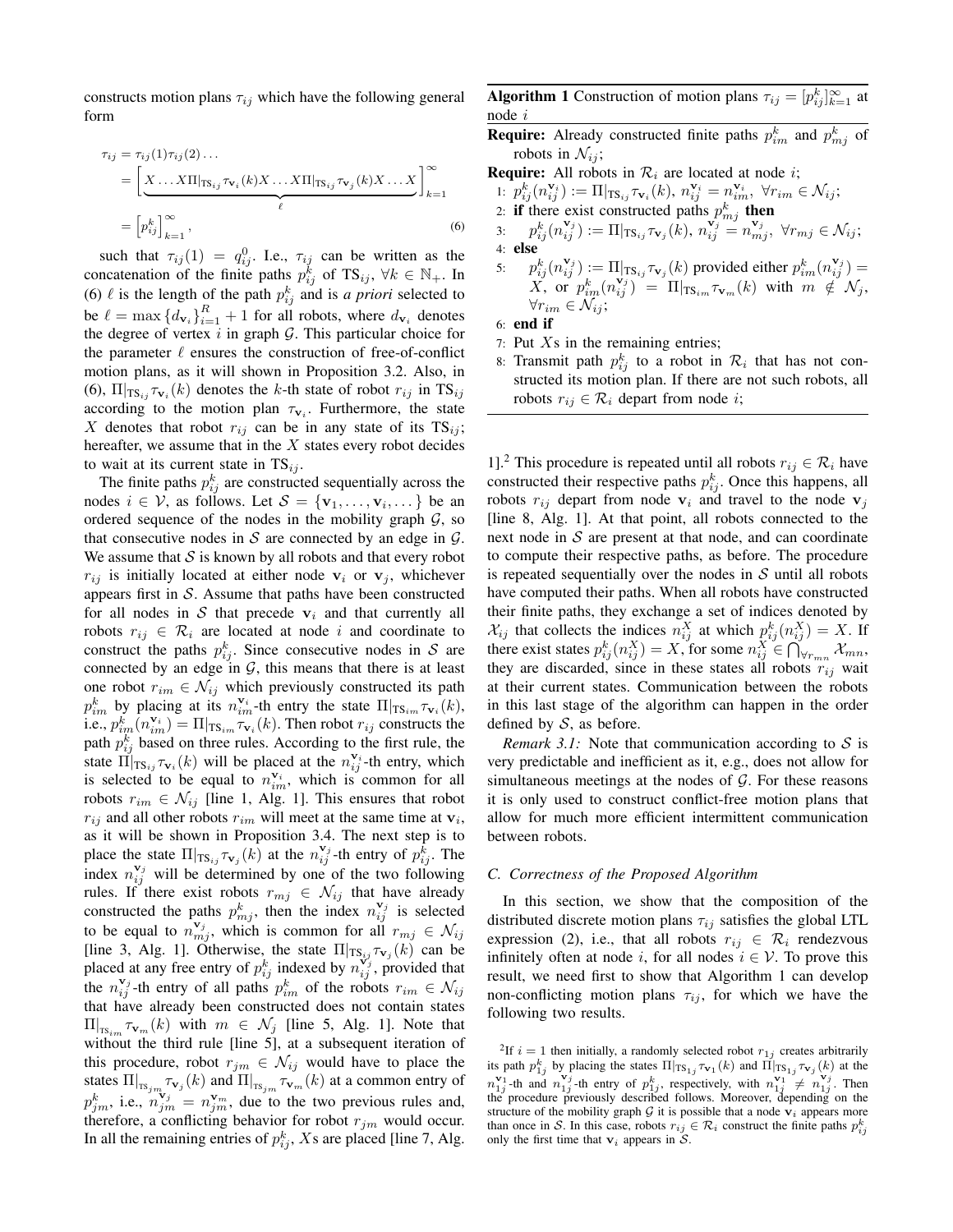constructs motion plans $\tau_{ij}$ which have the following general form

$$\tau_{ij} = \tau_{ij}(1)\tau_{ij}(2)\dots = \Big[\underbrace{X\dots X\Pi|_{\text{TS}_{ij}}\tau_{\mathbf{v}_i}(k)X\dots X\Pi|_{\text{TS}_{ij}}\tau_{\mathbf{v}_j}(k)X\dots X}_{\ell}\Big]_{k=1}^{\infty} = \Big[p_{ij}^k\Big]_{k=1}^{\infty}, \tag{6}$$

such that $\tau_{ij}(1) = q_{ij}^0$. I.e., $\tau_{ij}$ can be written as the concatenation of the finite paths $p_{ij}^k$ of $\text{TS}_{ij}$, $\forall k \in \mathbb{N}_+$. In (6) $\ell$ is the length of the path $p_{ij}^k$ and is *a priori* selected to be $\ell = \max\{d_{\mathbf{v}_i}\}_{i=1}^R + 1$ for all robots, where $d_{\mathbf{v}_i}$ denotes the degree of vertex $i$ in graph $\mathcal{G}$. This particular choice for the parameter $\ell$ ensures the construction of free-of-conflict motion plans, as it will shown in Proposition 3.2. Also, in (6), $\Pi|_{\text{TS}_{ij}}\tau_{\mathbf{v}_i}(k)$ denotes the $k$-th state of robot $r_{ij}$ in $\text{TS}_{ij}$ according to the motion plan $\tau_{\mathbf{v}_i}$. Furthermore, the state $X$ denotes that robot $r_{ij}$ can be in any state of its $\text{TS}_{ij}$; hereafter, we assume that in the $X$ states every robot decides to wait at its current state in $\text{TS}_{ij}$.

The finite paths $p_{ij}^k$ are constructed sequentially across the nodes $i \in \mathcal{V}$, as follows. Let $\mathcal{S} = \{\mathbf{v}_1, \dots, \mathbf{v}_i, \dots\}$ be an ordered sequence of the nodes in the mobility graph $\mathcal{G}$, so that consecutive nodes in $\mathcal{S}$ are connected by an edge in $\mathcal{G}$. We assume that $\mathcal{S}$ is known by all robots and that every robot $r_{ij}$ is initially located at either node $\mathbf{v}_i$ or $\mathbf{v}_j$, whichever appears first in $\mathcal{S}$. Assume that paths have been constructed for all nodes in $\mathcal{S}$ that precede $\mathbf{v}_i$ and that currently all robots $r_{ij} \in \mathcal{R}_i$ are located at node $i$ and coordinate to construct the paths $p_{ij}^k$. Since consecutive nodes in $\mathcal{S}$ are connected by an edge in $\mathcal{G}$, this means that there is at least one robot $r_{im} \in \mathcal{N}_{ij}$ which previously constructed its path $p_{im}^k$ by placing at its $n_{im}^{\mathbf{v}_i}$-th entry the state $\Pi|_{\text{TS}_{im}}\tau_{\mathbf{v}_i}(k)$, i.e., $p_{im}^k(n_{im}^{\mathbf{v}_i}) = \Pi|_{\text{TS}_{im}}\tau_{\mathbf{v}_i}(k)$. Then robot $r_{ij}$ constructs the path $p_{ij}^k$ based on three rules. According to the first rule, the state $\Pi|_{\text{TS}_{ij}}\tau_{\mathbf{v}_i}(k)$ will be placed at the $n_{ij}^{\mathbf{v}_i}$-th entry, which is selected to be equal to $n_{im}^{\mathbf{v}_i}$, which is common for all robots $r_{im} \in \mathcal{N}_{ij}$ [line 1, Alg. 1]. This ensures that robot $r_{ij}$ and all other robots $r_{im}$ will meet at the same time at $\mathbf{v}_i$, as it will be shown in Proposition 3.4. The next step is to place the state $\Pi|_{\text{TS}_{ij}}\tau_{\mathbf{v}_j}(k)$ at the $n_{ij}^{\mathbf{v}_j}$-th entry of $p_{ij}^k$. The index $n_{ij}^{\mathbf{v}_j}$ will be determined by one of the two following rules. If there exist robots $r_{mj} \in \mathcal{N}_{ij}$ that have already constructed the paths $p_{mj}^k$, then the index $n_{ij}^{\mathbf{v}_j}$ is selected to be equal to $n_{mj}^{\mathbf{v}_j}$, which is common for all $r_{mj} \in \mathcal{N}_{ij}$ [line 3, Alg. 1]. Otherwise, the state $\Pi|_{\text{TS}_{ij}}\tau_{\mathbf{v}_j}(k)$ can be placed at any free entry of $p_{ij}^k$ indexed by $n_{ij}^{\mathbf{v}_j}$, provided that the $n_{ij}^{\mathbf{v}_j}$-th entry of all paths $p_{im}^k$ of the robots $r_{im} \in \mathcal{N}_{ij}$ that have already been constructed does not contain states $\Pi|_{\text{TS}_{im}}\tau_{\mathbf{v}_m}(k)$ with $m \in \mathcal{N}_j$ [line 5, Alg. 1]. Note that without the third rule [line 5], at a subsequent iteration of this procedure, robot $r_{jm} \in \mathcal{N}_{ij}$ would have to place the states $\Pi|_{\text{TS}_{jm}}\tau_{\mathbf{v}_j}(k)$ and $\Pi|_{\text{TS}_{jm}}\tau_{\mathbf{v}_m}(k)$ at a common entry of $p_{jm}^k$, i.e., $n_{jm}^{\mathbf{v}_j} = n_{jm}^{\mathbf{v}_m}$, due to the two previous rules and, therefore, a conflicting behavior for robot $r_{jm}$ would occur. In all the remaining entries of $p_{ij}^k$, $X$s are placed [line 7, Alg. 1].[2] This procedure is repeated until all robots $r_{ij} \in \mathcal{R}_i$ have constructed their respective paths $p_{ij}^k$. Once this happens, all robots $r_{ij}$ depart from node $\mathbf{v}_i$ and travel to the node $\mathbf{v}_j$ [line 8, Alg. 1]. At that point, all robots connected to the next node in $\mathcal{S}$ are present at that node, and can coordinate to compute their respective paths, as before. The procedure is repeated sequentially over the nodes in $\mathcal{S}$ until all robots have computed their paths. When all robots have constructed their finite paths, they exchange a set of indices denoted by $\mathcal{X}_{ij}$ that collects the indices $n_{ij}^X$ at which $p_{ij}^k(n_{ij}^X) = X$. If there exist states $p_{ij}^k(n_{ij}^X) = X$, for some $n_{ij}^X \in \bigcap_{\forall r_{mn}} \mathcal{X}_{mn}$, they are discarded, since in these states all robots $r_{ij}$ wait at their current states. Communication between the robots in this last stage of the algorithm can happen in the order defined by $\mathcal{S}$, as before.

---

**Algorithm 1** Construction of motion plans $\tau_{ij} = [p_{ij}^k]_{k=1}^{\infty}$ at node $i$

**Require:** Already constructed finite paths $p_{im}^k$ and $p_{mj}^k$ of robots in $\mathcal{N}_{ij}$;

**Require:** All robots in $\mathcal{R}_i$ are located at node $i$;

1: $p_{ij}^k(n_{ij}^{\mathbf{v}_i}) := \Pi|_{\text{TS}_{ij}}\tau_{\mathbf{v}_i}(k)$, $n_{ij}^{\mathbf{v}_i} = n_{im}^{\mathbf{v}_i}$, $\forall r_{im} \in \mathcal{N}_{ij}$;
2: **if** there exist constructed paths $p_{mj}^k$ **then**
3: $\quad p_{ij}^k(n_{ij}^{\mathbf{v}_j}) := \Pi|_{\text{TS}_{ij}}\tau_{\mathbf{v}_j}(k)$, $n_{ij}^{\mathbf{v}_j} = n_{mj}^{\mathbf{v}_j}$, $\forall r_{mj} \in \mathcal{N}_{ij}$;
4: **else**
5: $\quad p_{ij}^k(n_{ij}^{\mathbf{v}_j}) := \Pi|_{\text{TS}_{ij}}\tau_{\mathbf{v}_j}(k)$ provided either $p_{im}^k(n_{ij}^{\mathbf{v}_j}) = X$, or $p_{im}^k(n_{ij}^{\mathbf{v}_j}) = \Pi|_{\text{TS}_{im}}\tau_{\mathbf{v}_m}(k)$ with $m \notin \mathcal{N}_j$, $\forall r_{im} \in \mathcal{N}_{ij}$;
6: **end if**
7: Put $X$s in the remaining entries;
8: Transmit path $p_{ij}^k$ to a robot in $\mathcal{R}_i$ that has not constructed its motion plan. If there are not such robots, all robots $r_{ij} \in \mathcal{R}_i$ depart from node $i$;

---

*Remark 3.1:* Note that communication according to $\mathcal{S}$ is very predictable and inefficient as it, e.g., does not allow for simultaneous meetings at the nodes of $\mathcal{G}$. For these reasons it is only used to construct conflict-free motion plans that allow for much more efficient intermittent communication between robots.

### C. Correctness of the Proposed Algorithm

In this section, we show that the composition of the distributed discrete motion plans $\tau_{ij}$ satisfies the global LTL expression (2), i.e., that all robots $r_{ij} \in \mathcal{R}_i$ rendezvous infinitely often at node $i$, for all nodes $i \in \mathcal{V}$. To prove this result, we need first to show that Algorithm 1 can develop non-conflicting motion plans $\tau_{ij}$, for which we have the following two results.

[2] If $i = 1$ then initially, a randomly selected robot $r_{1j}$ creates arbitrarily its path $p_{1j}^k$ by placing the states $\Pi|_{\text{TS}_{1j}}\tau_{\mathbf{v}_1}(k)$ and $\Pi|_{\text{TS}_{1j}}\tau_{\mathbf{v}_j}(k)$ at the $n_{1j}^{\mathbf{v}_1}$-th and $n_{1j}^{\mathbf{v}_j}$-th entry of $p_{1j}^k$, respectively, with $n_{1j}^{\mathbf{v}_1} \neq n_{1j}^{\mathbf{v}_j}$. Then the procedure previously described follows. Moreover, depending on the structure of the mobility graph $\mathcal{G}$ it is possible that a node $\mathbf{v}_i$ appears more than once in $\mathcal{S}$. In this case, robots $r_{ij} \in \mathcal{R}_i$ construct the finite paths $p_{ij}^k$ only the first time that $\mathbf{v}_i$ appears in $\mathcal{S}$.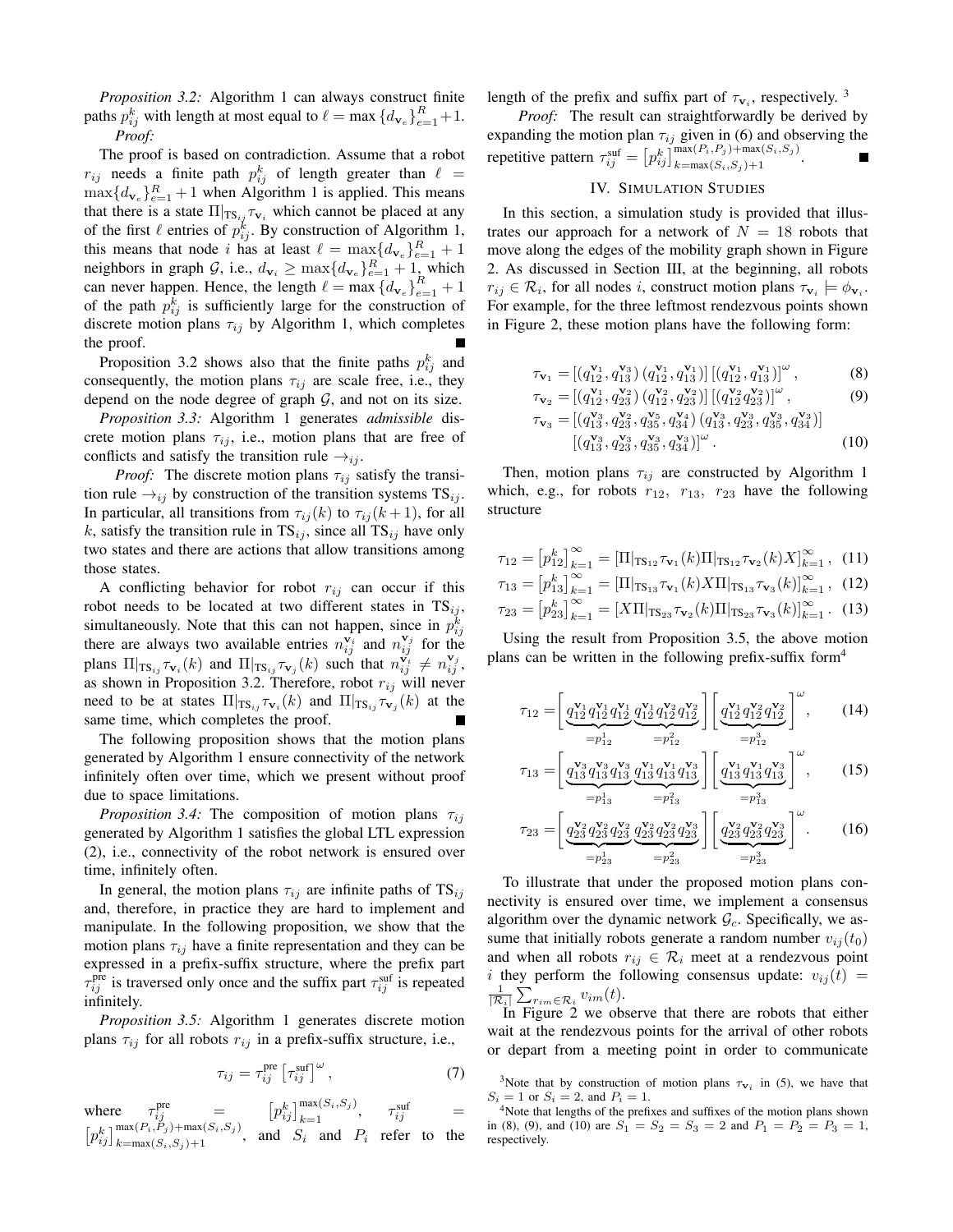*Proposition 3.2:* Algorithm 1 can always construct finite paths $p_{ij}^k$ with length at most equal to $\ell = \max\{d_{\mathbf{v}_e}\}_{e=1}^R + 1$.

*Proof:*

The proof is based on contradiction. Assume that a robot $r_{ij}$ needs a finite path $p_{ij}^k$ of length greater than $\ell = \max\{d_{\mathbf{v}_e}\}_{e=1}^R + 1$ when Algorithm 1 is applied. This means that there is a state $\Pi|_{\text{TS}_{ij}}\tau_{\mathbf{v}_i}$ which cannot be placed at any of the first $\ell$ entries of $p_{ij}^k$. By construction of Algorithm 1, this means that node $i$ has at least $\ell = \max\{d_{\mathbf{v}_e}\}_{e=1}^R + 1$ neighbors in graph $\mathcal{G}$, i.e., $d_{\mathbf{v}_i} \geq \max\{d_{\mathbf{v}_e}\}_{e=1}^R + 1$, which can never happen. Hence, the length $\ell = \max\{d_{\mathbf{v}_e}\}_{e=1}^R + 1$ of the path $p_{ij}^k$ is sufficiently large for the construction of discrete motion plans $\tau_{ij}$ by Algorithm 1, which completes the proof. ∎

Proposition 3.2 shows also that the finite paths $p_{ij}^k$ and consequently, the motion plans $\tau_{ij}$ are scale free, i.e., they depend on the node degree of graph $\mathcal{G}$, and not on its size.

*Proposition 3.3:* Algorithm 1 generates *admissible* discrete motion plans $\tau_{ij}$, i.e., motion plans that are free of conflicts and satisfy the transition rule $\rightarrow_{ij}$.

*Proof:* The discrete motion plans $\tau_{ij}$ satisfy the transition rule $\rightarrow_{ij}$ by construction of the transition systems $\text{TS}_{ij}$. In particular, all transitions from $\tau_{ij}(k)$ to $\tau_{ij}(k+1)$, for all $k$, satisfy the transition rule in $\text{TS}_{ij}$, since all $\text{TS}_{ij}$ have only two states and there are actions that allow transitions among those states.

A conflicting behavior for robot $r_{ij}$ can occur if this robot needs to be located at two different states in $\text{TS}_{ij}$, simultaneously. Note that this can not happen, since in $p_{ij}^k$ there are always two available entries $n_{ij}^{\mathbf{v}_i}$ and $n_{ij}^{\mathbf{v}_j}$ for the plans $\Pi|_{\text{TS}_{ij}}\tau_{\mathbf{v}_i}(k)$ and $\Pi|_{\text{TS}_{ij}}\tau_{\mathbf{v}_j}(k)$ such that $n_{ij}^{\mathbf{v}_i} \neq n_{ij}^{\mathbf{v}_j}$, as shown in Proposition 3.2. Therefore, robot $r_{ij}$ will never need to be at states $\Pi|_{\text{TS}_{ij}}\tau_{\mathbf{v}_i}(k)$ and $\Pi|_{\text{TS}_{ij}}\tau_{\mathbf{v}_j}(k)$ at the same time, which completes the proof. ∎

The following proposition shows that the motion plans generated by Algorithm 1 ensure connectivity of the network infinitely often over time, which we present without proof due to space limitations.

*Proposition 3.4:* The composition of motion plans $\tau_{ij}$ generated by Algorithm 1 satisfies the global LTL expression (2), i.e., connectivity of the robot network is ensured over time, infinitely often.

In general, the motion plans $\tau_{ij}$ are infinite paths of $\text{TS}_{ij}$ and, therefore, in practice they are hard to implement and manipulate. In the following proposition, we show that the motion plans $\tau_{ij}$ have a finite representation and they can be expressed in a prefix-suffix structure, where the prefix part $\tau_{ij}^{\text{pre}}$ is traversed only once and the suffix part $\tau_{ij}^{\text{suf}}$ is repeated infinitely.

*Proposition 3.5:* Algorithm 1 generates discrete motion plans $\tau_{ij}$ for all robots $r_{ij}$ in a prefix-suffix structure, i.e.,

$$\tau_{ij} = \tau_{ij}^{\text{pre}}\left[\tau_{ij}^{\text{suf}}\right]^{\omega}, \tag{7}$$

where $\tau_{ij}^{\text{pre}} = \left[p_{ij}^k\right]_{k=1}^{\max(S_i,S_j)}$, $\tau_{ij}^{\text{suf}} = \left[p_{ij}^k\right]_{k=\max(S_i,S_j)+1}^{\max(P_i,P_j)+\max(S_i,S_j)}$, and $S_i$ and $P_i$ refer to the length of the prefix and suffix part of $\tau_{\mathbf{v}_i}$, respectively. [3]

*Proof:* The result can straightforwardly be derived by expanding the motion plan $\tau_{ij}$ given in (6) and observing the repetitive pattern $\tau_{ij}^{\text{suf}} = \left[p_{ij}^k\right]_{k=\max(S_i,S_j)+1}^{\max(P_i,P_j)+\max(S_i,S_j)}$. ∎

## IV. Simulation Studies

In this section, a simulation study is provided that illustrates our approach for a network of $N = 18$ robots that move along the edges of the mobility graph shown in Figure 2. As discussed in Section III, at the beginning, all robots $r_{ij} \in \mathcal{R}_i$, for all nodes $i$, construct motion plans $\tau_{\mathbf{v}_i} \models \phi_{\mathbf{v}_i}$. For example, for the three leftmost rendezvous points shown in Figure 2, these motion plans have the following form:

$$\tau_{\mathbf{v}_1} = [(q_{12}^{\mathbf{v}_1}, q_{13}^{\mathbf{v}_3})\,(q_{12}^{\mathbf{v}_1}, q_{13}^{\mathbf{v}_1})]\,[(q_{12}^{\mathbf{v}_1}, q_{13}^{\mathbf{v}_1})]^{\omega}, \tag{8}$$

$$\tau_{\mathbf{v}_2} = [(q_{12}^{\mathbf{v}_1}, q_{23}^{\mathbf{v}_2})\,(q_{12}^{\mathbf{v}_2}, q_{23}^{\mathbf{v}_2})]\,[(q_{12}^{\mathbf{v}_2} q_{23}^{\mathbf{v}_2})]^{\omega}, \tag{9}$$

$$\tau_{\mathbf{v}_3} = [(q_{13}^{\mathbf{v}_3}, q_{23}^{\mathbf{v}_2}, q_{35}^{\mathbf{v}_5}, q_{34}^{\mathbf{v}_4})\,(q_{13}^{\mathbf{v}_3}, q_{23}^{\mathbf{v}_3}, q_{35}^{\mathbf{v}_3}, q_{34}^{\mathbf{v}_3})]\,[(q_{13}^{\mathbf{v}_3}, q_{23}^{\mathbf{v}_3}, q_{35}^{\mathbf{v}_3}, q_{34}^{\mathbf{v}_3})]^{\omega}. \tag{10}$$

Then, motion plans $\tau_{ij}$ are constructed by Algorithm 1 which, e.g., for robots $r_{12}$, $r_{13}$, $r_{23}$ have the following structure

$$\tau_{12} = \left[p_{12}^k\right]_{k=1}^{\infty} = [\Pi|_{\text{TS}_{12}}\tau_{\mathbf{v}_1}(k)\Pi|_{\text{TS}_{12}}\tau_{\mathbf{v}_2}(k)X]_{k=1}^{\infty}, \tag{11}$$

$$\tau_{13} = \left[p_{13}^k\right]_{k=1}^{\infty} = [\Pi|_{\text{TS}_{13}}\tau_{\mathbf{v}_1}(k)X\Pi|_{\text{TS}_{13}}\tau_{\mathbf{v}_3}(k)]_{k=1}^{\infty}, \tag{12}$$

$$\tau_{23} = \left[p_{23}^k\right]_{k=1}^{\infty} = [X\Pi|_{\text{TS}_{23}}\tau_{\mathbf{v}_2}(k)\Pi|_{\text{TS}_{23}}\tau_{\mathbf{v}_3}(k)]_{k=1}^{\infty}. \tag{13}$$

Using the result from Proposition 3.5, the above motion plans can be written in the following prefix-suffix form[4]

$$\tau_{12} = \Bigg[\underbrace{q_{12}^{\mathbf{v}_1}q_{12}^{\mathbf{v}_1}q_{12}^{\mathbf{v}_1}}_{=p_{12}^1}\underbrace{q_{12}^{\mathbf{v}_1}q_{12}^{\mathbf{v}_2}q_{12}^{\mathbf{v}_2}}_{=p_{12}^2}\Bigg]\Bigg[\underbrace{q_{12}^{\mathbf{v}_1}q_{12}^{\mathbf{v}_2}q_{12}^{\mathbf{v}_2}}_{=p_{12}^3}\Bigg]^{\omega}, \tag{14}$$

$$\tau_{13} = \Bigg[\underbrace{q_{13}^{\mathbf{v}_3}q_{13}^{\mathbf{v}_3}q_{13}^{\mathbf{v}_3}}_{=p_{13}^1}\underbrace{q_{13}^{\mathbf{v}_1}q_{13}^{\mathbf{v}_1}q_{13}^{\mathbf{v}_3}}_{=p_{13}^2}\Bigg]\Bigg[\underbrace{q_{13}^{\mathbf{v}_1}q_{13}^{\mathbf{v}_1}q_{13}^{\mathbf{v}_3}}_{=p_{13}^3}\Bigg]^{\omega}, \tag{15}$$

$$\tau_{23} = \Bigg[\underbrace{q_{23}^{\mathbf{v}_2}q_{23}^{\mathbf{v}_2}q_{23}^{\mathbf{v}_2}}_{=p_{23}^1}\underbrace{q_{23}^{\mathbf{v}_2}q_{23}^{\mathbf{v}_2}q_{23}^{\mathbf{v}_3}}_{=p_{23}^2}\Bigg]\Bigg[\underbrace{q_{23}^{\mathbf{v}_2}q_{23}^{\mathbf{v}_2}q_{23}^{\mathbf{v}_3}}_{=p_{23}^3}\Bigg]^{\omega}. \tag{16}$$

To illustrate that under the proposed motion plans connectivity is ensured over time, we implement a consensus algorithm over the dynamic network $\mathcal{G}_c$. Specifically, we assume that initially robots generate a random number $v_{ij}(t_0)$ and when all robots $r_{ij} \in \mathcal{R}_i$ meet at a rendezvous point $i$ they perform the following consensus update: $v_{ij}(t) = \frac{1}{|\mathcal{R}_i|}\sum_{r_{im}\in\mathcal{R}_i} v_{im}(t)$.

In Figure 2 we observe that there are robots that either wait at the rendezvous points for the arrival of other robots or depart from a meeting point in order to communicate

[3]Note that by construction of motion plans $\tau_{\mathbf{v}_i}$ in (5), we have that $S_i = 1$ or $S_i = 2$, and $P_i = 1$.

[4]Note that lengths of the prefixes and suffixes of the motion plans shown in (8), (9), and (10) are $S_1 = S_2 = S_3 = 2$ and $P_1 = P_2 = P_3 = 1$, respectively.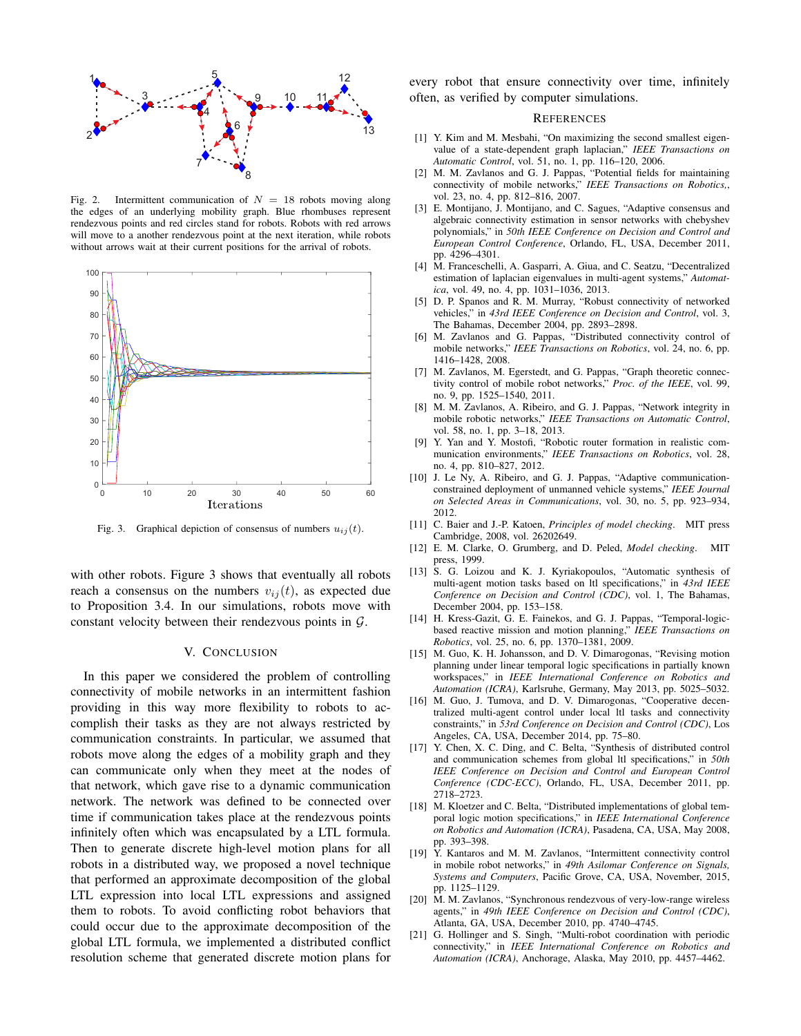1
2
3
4
5
6
7
8
9
10
11
12
13

Fig. 2. Intermittent communication of $N = 18$ robots moving along the edges of an underlying mobility graph. Blue rhombuses represent rendezvous points and red circles stand for robots. Robots with red arrows will move to a another rendezvous point at the next iteration, while robots without arrows wait at their current positions for the arrival of robots.

100
90
80
70
60
50
40
30
20
10
0
0 10 20 30 40 50 60
Iterations

Fig. 3. Graphical depiction of consensus of numbers $u_{ij}(t)$.

with other robots. Figure 3 shows that eventually all robots reach a consensus on the numbers $v_{ij}(t)$, as expected due to Proposition 3.4. In our simulations, robots move with constant velocity between their rendezvous points in $\mathcal{G}$.

## V. Conclusion

In this paper we considered the problem of controlling connectivity of mobile networks in an intermittent fashion providing in this way more flexibility to robots to accomplish their tasks as they are not always restricted by communication constraints. In particular, we assumed that robots move along the edges of a mobility graph and they can communicate only when they meet at the nodes of that network, which gave rise to a dynamic communication network. The network was defined to be connected over time if communication takes place at the rendezvous points infinitely often which was encapsulated by a LTL formula. Then to generate discrete high-level motion plans for all robots in a distributed way, we proposed a novel technique that performed an approximate decomposition of the global LTL expression into local LTL expressions and assigned them to robots. To avoid conflicting robot behaviors that could occur due to the approximate decomposition of the global LTL formula, we implemented a distributed conflict resolution scheme that generated discrete motion plans for every robot that ensure connectivity over time, infinitely often, as verified by computer simulations.

## References

[1] Y. Kim and M. Mesbahi, "On maximizing the second smallest eigenvalue of a state-dependent graph laplacian," *IEEE Transactions on Automatic Control*, vol. 51, no. 1, pp. 116–120, 2006.

[2] M. M. Zavlanos and G. J. Pappas, "Potential fields for maintaining connectivity of mobile networks," *IEEE Transactions on Robotics,*, vol. 23, no. 4, pp. 812–816, 2007.

[3] E. Montijano, J. Montijano, and C. Sagues, "Adaptive consensus and algebraic connectivity estimation in sensor networks with chebyshev polynomials," in *50th IEEE Conference on Decision and Control and European Control Conference*, Orlando, FL, USA, December 2011, pp. 4296–4301.

[4] M. Franceschelli, A. Gasparri, A. Giua, and C. Seatzu, "Decentralized estimation of laplacian eigenvalues in multi-agent systems," *Automatica*, vol. 49, no. 4, pp. 1031–1036, 2013.

[5] D. P. Spanos and R. M. Murray, "Robust connectivity of networked vehicles," in *43rd IEEE Conference on Decision and Control*, vol. 3, The Bahamas, December 2004, pp. 2893–2898.

[6] M. Zavlanos and G. Pappas, "Distributed connectivity control of mobile networks," *IEEE Transactions on Robotics*, vol. 24, no. 6, pp. 1416–1428, 2008.

[7] M. Zavlanos, M. Egerstedt, and G. Pappas, "Graph theoretic connectivity control of mobile robot networks," *Proc. of the IEEE*, vol. 99, no. 9, pp. 1525–1540, 2011.

[8] M. M. Zavlanos, A. Ribeiro, and G. J. Pappas, "Network integrity in mobile robotic networks," *IEEE Transactions on Automatic Control*, vol. 58, no. 1, pp. 3–18, 2013.

[9] Y. Yan and Y. Mostofi, "Robotic router formation in realistic communication environments," *IEEE Transactions on Robotics*, vol. 28, no. 4, pp. 810–827, 2012.

[10] J. Le Ny, A. Ribeiro, and G. J. Pappas, "Adaptive communication-constrained deployment of unmanned vehicle systems," *IEEE Journal on Selected Areas in Communications*, vol. 30, no. 5, pp. 923–934, 2012.

[11] C. Baier and J.-P. Katoen, *Principles of model checking*. MIT press Cambridge, 2008, vol. 26202649.

[12] E. M. Clarke, O. Grumberg, and D. Peled, *Model checking*. MIT press, 1999.

[13] S. G. Loizou and K. J. Kyriakopoulos, "Automatic synthesis of multi-agent motion tasks based on ltl specifications," in *43rd IEEE Conference on Decision and Control (CDC)*, vol. 1, The Bahamas, December 2004, pp. 153–158.

[14] H. Kress-Gazit, G. E. Fainekos, and G. J. Pappas, "Temporal-logic-based reactive mission and motion planning," *IEEE Transactions on Robotics*, vol. 25, no. 6, pp. 1370–1381, 2009.

[15] M. Guo, K. H. Johansson, and D. V. Dimarogonas, "Revising motion planning under linear temporal logic specifications in partially known workspaces," in *IEEE International Conference on Robotics and Automation (ICRA)*, Karlsruhe, Germany, May 2013, pp. 5025–5032.

[16] M. Guo, J. Tumova, and D. V. Dimarogonas, "Cooperative decentralized multi-agent control under local ltl tasks and connectivity constraints," in *53rd Conference on Decision and Control (CDC)*, Los Angeles, CA, USA, December 2014, pp. 75–80.

[17] Y. Chen, X. C. Ding, and C. Belta, "Synthesis of distributed control and communication schemes from global ltl specifications," in *50th IEEE Conference on Decision and Control and European Control Conference (CDC-ECC)*, Orlando, FL, USA, December 2011, pp. 2718–2723.

[18] M. Kloetzer and C. Belta, "Distributed implementations of global temporal logic motion specifications," in *IEEE International Conference on Robotics and Automation (ICRA)*, Pasadena, CA, USA, May 2008, pp. 393–398.

[19] Y. Kantaros and M. M. Zavlanos, "Intermittent connectivity control in mobile robot networks," in *49th Asilomar Conference on Signals, Systems and Computers*, Pacific Grove, CA, USA, November, 2015, pp. 1125–1129.

[20] M. M. Zavlanos, "Synchronous rendezvous of very-low-range wireless agents," in *49th IEEE Conference on Decision and Control (CDC)*, Atlanta, GA, USA, December 2010, pp. 4740–4745.

[21] G. Hollinger and S. Singh, "Multi-robot coordination with periodic connectivity," in *IEEE International Conference on Robotics and Automation (ICRA)*, Anchorage, Alaska, May 2010, pp. 4457–4462.